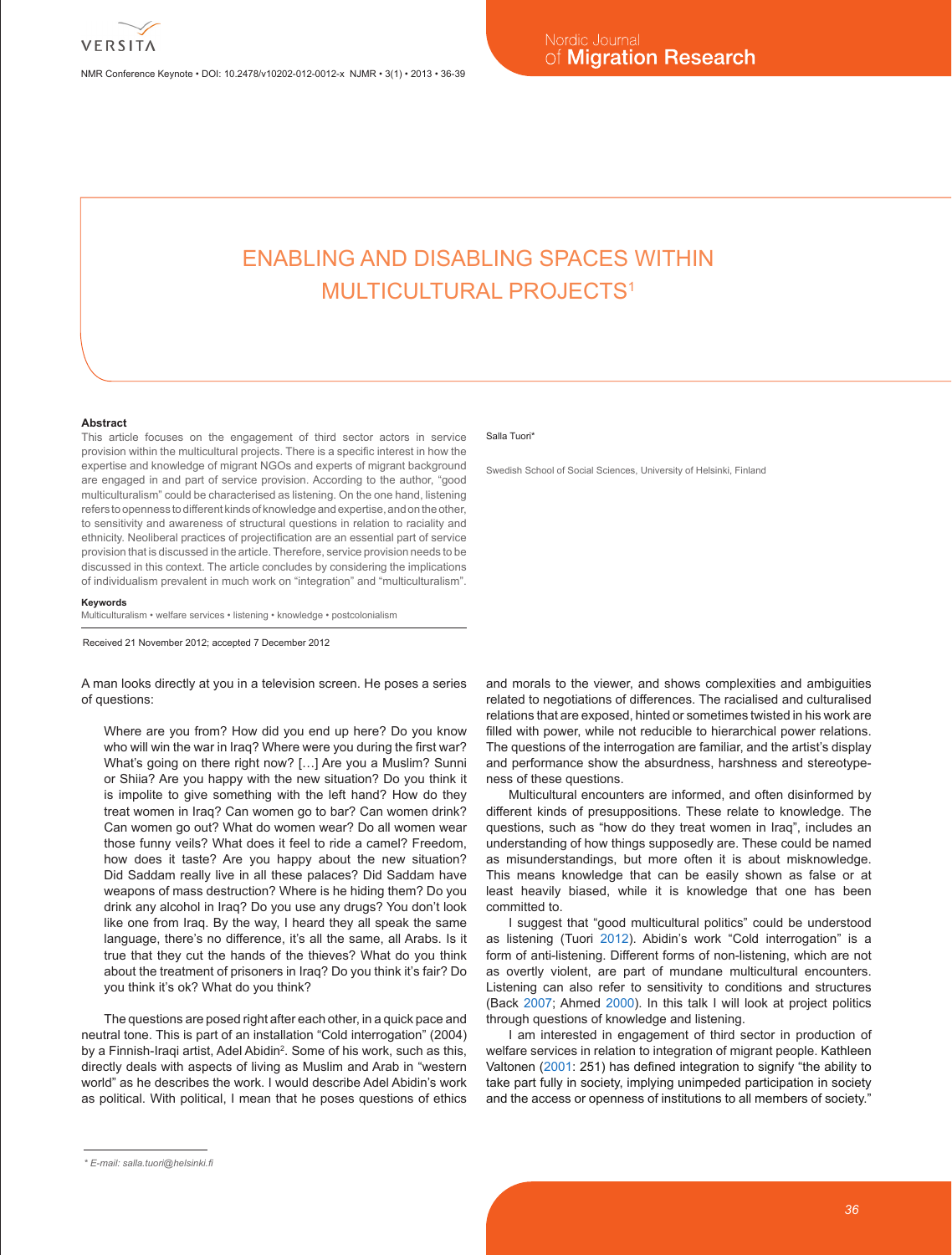# ENABLING AND DISABLING SPACES WITHIN MULTICULTURAL PROJECTS[1]

Salla Tuori*

Swedish School of Social Sciences, University of Helsinki, Finland

**Abstract**

This article focuses on the engagement of third sector actors in service provision within the multicultural projects. There is a specific interest in how the expertise and knowledge of migrant NGOs and experts of migrant background are engaged in and part of service provision. According to the author, "good multiculturalism" could be characterised as listening. On the one hand, listening refers to openness to different kinds of knowledge and expertise, and on the other, to sensitivity and awareness of structural questions in relation to raciality and ethnicity. Neoliberal practices of projectification are an essential part of service provision that is discussed in the article. Therefore, service provision needs to be discussed in this context. The article concludes by considering the implications of individualism prevalent in much work on "integration" and "multiculturalism".

**Keywords**

Multiculturalism • welfare services • listening • knowledge • postcolonialism

Received 21 November 2012; accepted 7 December 2012

A man looks directly at you in a television screen. He poses a series of questions:

> Where are you from? How did you end up here? Do you know who will win the war in Iraq? Where were you during the first war? What's going on there right now? […] Are you a Muslim? Sunni or Shiia? Are you happy with the new situation? Do you think it is impolite to give something with the left hand? How do they treat women in Iraq? Can women go to bar? Can women drink? Can women go out? What do women wear? Do all women wear those funny veils? What does it feel to ride a camel? Freedom, how does it taste? Are you happy about the new situation? Did Saddam really live in all these palaces? Did Saddam have weapons of mass destruction? Where is he hiding them? Do you drink any alcohol in Iraq? Do you use any drugs? You don't look like one from Iraq. By the way, I heard they all speak the same language, there's no difference, it's all the same, all Arabs. Is it true that they cut the hands of the thieves? What do you think about the treatment of prisoners in Iraq? Do you think it's fair? Do you think it's ok? What do you think?

The questions are posed right after each other, in a quick pace and neutral tone. This is part of an installation "Cold interrogation" (2004) by a Finnish-Iraqi artist, Adel Abidin[2]. Some of his work, such as this, directly deals with aspects of living as Muslim and Arab in "western world" as he describes the work. I would describe Adel Abidin's work as political. With political, I mean that he poses questions of ethics and morals to the viewer, and shows complexities and ambiguities related to negotiations of differences. The racialised and culturalised relations that are exposed, hinted or sometimes twisted in his work are filled with power, while not reducible to hierarchical power relations. The questions of the interrogation are familiar, and the artist's display and performance show the absurdness, harshness and stereotypeness of these questions.

Multicultural encounters are informed, and often disinformed by different kinds of presuppositions. These relate to knowledge. The questions, such as "how do they treat women in Iraq", includes an understanding of how things supposedly are. These could be named as misunderstandings, but more often it is about misknowledge. This means knowledge that can be easily shown as false or at least heavily biased, while it is knowledge that one has been committed to.

I suggest that "good multicultural politics" could be understood as listening (Tuori 2012). Abidin's work "Cold interrogation" is a form of anti-listening. Different forms of non-listening, which are not as overtly violent, are part of mundane multicultural encounters. Listening can also refer to sensitivity to conditions and structures (Back 2007; Ahmed 2000). In this talk I will look at project politics through questions of knowledge and listening.

I am interested in engagement of third sector in production of welfare services in relation to integration of migrant people. Kathleen Valtonen (2001: 251) has defined integration to signify "the ability to take part fully in society, implying unimpeded participation in society and the access or openness of institutions to all members of society."

\* E-mail: salla.tuori@helsinki.fi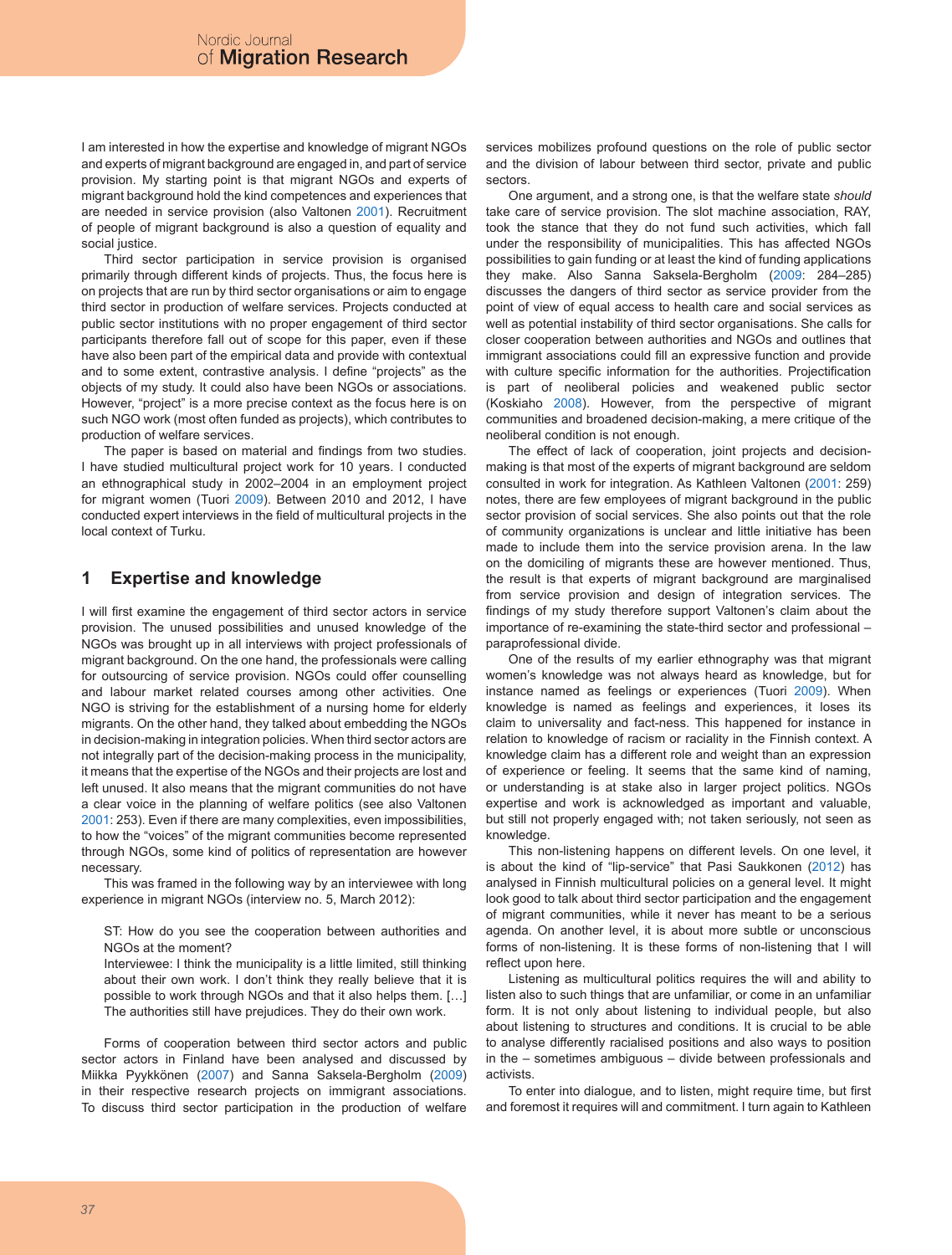I am interested in how the expertise and knowledge of migrant NGOs and experts of migrant background are engaged in, and part of service provision. My starting point is that migrant NGOs and experts of migrant background hold the kind competences and experiences that are needed in service provision (also Valtonen 2001). Recruitment of people of migrant background is also a question of equality and social justice.

Third sector participation in service provision is organised primarily through different kinds of projects. Thus, the focus here is on projects that are run by third sector organisations or aim to engage third sector in production of welfare services. Projects conducted at public sector institutions with no proper engagement of third sector participants therefore fall out of scope for this paper, even if these have also been part of the empirical data and provide with contextual and to some extent, contrastive analysis. I define "projects" as the objects of my study. It could also have been NGOs or associations. However, "project" is a more precise context as the focus here is on such NGO work (most often funded as projects), which contributes to production of welfare services.

The paper is based on material and findings from two studies. I have studied multicultural project work for 10 years. I conducted an ethnographical study in 2002–2004 in an employment project for migrant women (Tuori 2009). Between 2010 and 2012, I have conducted expert interviews in the field of multicultural projects in the local context of Turku.

## 1 Expertise and knowledge

I will first examine the engagement of third sector actors in service provision. The unused possibilities and unused knowledge of the NGOs was brought up in all interviews with project professionals of migrant background. On the one hand, the professionals were calling for outsourcing of service provision. NGOs could offer counselling and labour market related courses among other activities. One NGO is striving for the establishment of a nursing home for elderly migrants. On the other hand, they talked about embedding the NGOs in decision-making in integration policies. When third sector actors are not integrally part of the decision-making process in the municipality, it means that the expertise of the NGOs and their projects are lost and left unused. It also means that the migrant communities do not have a clear voice in the planning of welfare politics (see also Valtonen 2001: 253). Even if there are many complexities, even impossibilities, to how the "voices" of the migrant communities become represented through NGOs, some kind of politics of representation are however necessary.

This was framed in the following way by an interviewee with long experience in migrant NGOs (interview no. 5, March 2012):

> ST: How do you see the cooperation between authorities and NGOs at the moment?
> Interviewee: I think the municipality is a little limited, still thinking about their own work. I don't think they really believe that it is possible to work through NGOs and that it also helps them. […] The authorities still have prejudices. They do their own work.

Forms of cooperation between third sector actors and public sector actors in Finland have been analysed and discussed by Miikka Pyykkönen (2007) and Sanna Saksela-Bergholm (2009) in their respective research projects on immigrant associations. To discuss third sector participation in the production of welfare services mobilizes profound questions on the role of public sector and the division of labour between third sector, private and public sectors.

One argument, and a strong one, is that the welfare state *should* take care of service provision. The slot machine association, RAY, took the stance that they do not fund such activities, which fall under the responsibility of municipalities. This has affected NGOs possibilities to gain funding or at least the kind of funding applications they make. Also Sanna Saksela-Bergholm (2009: 284–285) discusses the dangers of third sector as service provider from the point of view of equal access to health care and social services as well as potential instability of third sector organisations. She calls for closer cooperation between authorities and NGOs and outlines that immigrant associations could fill an expressive function and provide with culture specific information for the authorities. Projectification is part of neoliberal policies and weakened public sector (Koskiaho 2008). However, from the perspective of migrant communities and broadened decision-making, a mere critique of the neoliberal condition is not enough.

The effect of lack of cooperation, joint projects and decision-making is that most of the experts of migrant background are seldom consulted in work for integration. As Kathleen Valtonen (2001: 259) notes, there are few employees of migrant background in the public sector provision of social services. She also points out that the role of community organizations is unclear and little initiative has been made to include them into the service provision arena. In the law on the domiciling of migrants these are however mentioned. Thus, the result is that experts of migrant background are marginalised from service provision and design of integration services. The findings of my study therefore support Valtonen's claim about the importance of re-examining the state-third sector and professional – paraprofessional divide.

One of the results of my earlier ethnography was that migrant women's knowledge was not always heard as knowledge, but for instance named as feelings or experiences (Tuori 2009). When knowledge is named as feelings and experiences, it loses its claim to universality and fact-ness. This happened for instance in relation to knowledge of racism or raciality in the Finnish context. A knowledge claim has a different role and weight than an expression of experience or feeling. It seems that the same kind of naming, or understanding is at stake also in larger project politics. NGOs expertise and work is acknowledged as important and valuable, but still not properly engaged with; not taken seriously, not seen as knowledge.

This non-listening happens on different levels. On one level, it is about the kind of "lip-service" that Pasi Saukkonen (2012) has analysed in Finnish multicultural policies on a general level. It might look good to talk about third sector participation and the engagement of migrant communities, while it never has meant to be a serious agenda. On another level, it is about more subtle or unconscious forms of non-listening. It is these forms of non-listening that I will reflect upon here.

Listening as multicultural politics requires the will and ability to listen also to such things that are unfamiliar, or come in an unfamiliar form. It is not only about listening to individual people, but also about listening to structures and conditions. It is crucial to be able to analyse differently racialised positions and also ways to position in the – sometimes ambiguous – divide between professionals and activists.

To enter into dialogue, and to listen, might require time, but first and foremost it requires will and commitment. I turn again to Kathleen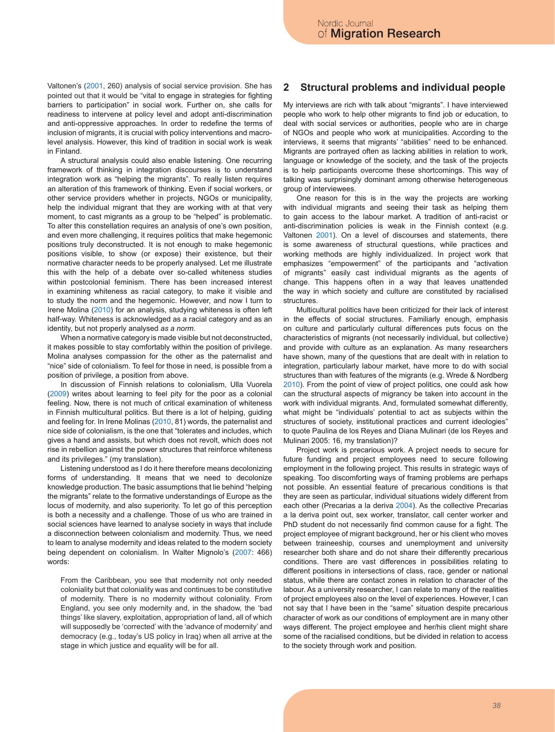Valtonen's (2001, 260) analysis of social service provision. She has pointed out that it would be "vital to engage in strategies for fighting barriers to participation" in social work. Further on, she calls for readiness to intervene at policy level and adopt anti-discrimination and anti-oppressive approaches. In order to redefine the terms of inclusion of migrants, it is crucial with policy interventions and macro-level analysis. However, this kind of tradition in social work is weak in Finland.

A structural analysis could also enable listening. One recurring framework of thinking in integration discourses is to understand integration work as "helping the migrants". To really listen requires an alteration of this framework of thinking. Even if social workers, or other service providers whether in projects, NGOs or municipality, help the individual migrant that they are working with at that very moment, to cast migrants as a group to be "helped" is problematic. To alter this constellation requires an analysis of one's own position, and even more challenging, it requires politics that make hegemonic positions truly deconstructed. It is not enough to make hegemonic positions visible, to show (or expose) their existence, but their normative character needs to be properly analysed. Let me illustrate this with the help of a debate over so-called whiteness studies within postcolonial feminism. There has been increased interest in examining whiteness as racial category, to make it visible and to study the norm and the hegemonic. However, and now I turn to Irene Molina (2010) for an analysis, studying whiteness is often left half-way. Whiteness is acknowledged as a racial category and as an identity, but not properly analysed *as a norm*.

When a normative category is made visible but not deconstructed, it makes possible to stay comfortably within the position of privilege. Molina analyses compassion for the other as the paternalist and "nice" side of colonialism. To feel for those in need, is possible from a position of privilege, a position from above.

In discussion of Finnish relations to colonialism, Ulla Vuorela (2009) writes about learning to feel pity for the poor as a colonial feeling. Now, there is not much of critical examination of whiteness in Finnish multicultural politics. But there is a lot of helping, guiding and feeling for. In Irene Molinas (2010, 81) words, the paternalist and nice side of colonialism, is the one that "tolerates and includes, which gives a hand and assists, but which does not revolt, which does not rise in rebellion against the power structures that reinforce whiteness and its privileges." (my translation).

Listening understood as I do it here therefore means decolonizing forms of understanding. It means that we need to decolonize knowledge production. The basic assumptions that lie behind "helping the migrants" relate to the formative understandings of Europe as the locus of modernity, and also superiority. To let go of this perception is both a necessity and a challenge. Those of us who are trained in social sciences have learned to analyse society in ways that include a disconnection between colonialism and modernity. Thus, we need to learn to analyse modernity and ideas related to the modern society being dependent on colonialism. In Walter Mignolo's (2007: 466) words:

> From the Caribbean, you see that modernity not only needed coloniality but that coloniality was and continues to be constitutive of modernity. There is no modernity without coloniality. From England, you see only modernity and, in the shadow, the 'bad things' like slavery, exploitation, appropriation of land, all of which will supposedly be 'corrected' with the 'advance of modernity' and democracy (e.g., today's US policy in Iraq) when all arrive at the stage in which justice and equality will be for all.

## 2 Structural problems and individual people

My interviews are rich with talk about "migrants". I have interviewed people who work to help other migrants to find job or education, to deal with social services or authorities, people who are in charge of NGOs and people who work at municipalities. According to the interviews, it seems that migrants' "abilities" need to be enhanced. Migrants are portrayed often as lacking abilities in relation to work, language or knowledge of the society, and the task of the projects is to help participants overcome these shortcomings. This way of talking was surprisingly dominant among otherwise heterogeneous group of interviewees.

One reason for this is in the way the projects are working with individual migrants and seeing their task as helping them to gain access to the labour market. A tradition of anti-racist or anti-discrimination policies is weak in the Finnish context (e.g. Valtonen 2001). On a level of discourses and statements, there is some awareness of structural questions, while practices and working methods are highly individualized. In project work that emphasizes "empowerment" of the participants and "activation of migrants" easily cast individual migrants as the agents of change. This happens often in a way that leaves unattended the way in which society and culture are constituted by racialised structures.

Multicultural politics have been criticized for their lack of interest in the effects of social structures. Familiarly enough, emphasis on culture and particularly cultural differences puts focus on the characteristics of migrants (not necessarily individual, but collective) and provide with culture as an explanation. As many researchers have shown, many of the questions that are dealt with in relation to integration, particularly labour market, have more to do with social structures than with features of the migrants (e.g. Wrede & Nordberg 2010). From the point of view of project politics, one could ask how can the structural aspects of migrancy be taken into account in the work with individual migrants. And, formulated somewhat differently, what might be "individuals' potential to act as subjects within the structures of society, institutional practices and current ideologies" to quote Paulina de los Reyes and Diana Mulinari (de los Reyes and Mulinari 2005: 16, my translation)?

Project work is precarious work. A project needs to secure for future funding and project employees need to secure following employment in the following project. This results in strategic ways of speaking. Too discomforting ways of framing problems are perhaps not possible. An essential feature of precarious conditions is that they are seen as particular, individual situations widely different from each other (Precarias a la deriva 2004). As the collective Precarias a la deriva point out, sex worker, translator, call center worker and PhD student do not necessarily find common cause for a fight. The project employee of migrant background, her or his client who moves between traineeship, courses and unemployment and university researcher both share and do not share their differently precarious conditions. There are vast differences in possibilities relating to different positions in intersections of class, race, gender or national status, while there are contact zones in relation to character of the labour. As a university researcher, I can relate to many of the realities of project employees also on the level of experiences. However, I can not say that I have been in the "same" situation despite precarious character of work as our conditions of employment are in many other ways different. The project employee and her/his client might share some of the racialised conditions, but be divided in relation to access to the society through work and position.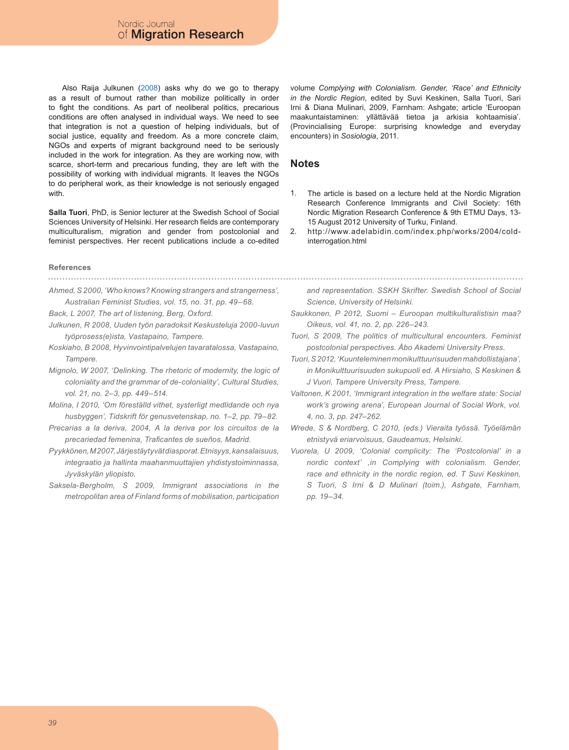Also Raija Julkunen (2008) asks why do we go to therapy as a result of burnout rather than mobilize politically in order to fight the conditions. As part of neoliberal politics, precarious conditions are often analysed in individual ways. We need to see that integration is not a question of helping individuals, but of social justice, equality and freedom. As a more concrete claim, NGOs and experts of migrant background need to be seriously included in the work for integration. As they are working now, with scarce, short-term and precarious funding, they are left with the possibility of working with individual migrants. It leaves the NGOs to do peripheral work, as their knowledge is not seriously engaged with.

**Salla Tuori**, PhD, is Senior lecturer at the Swedish School of Social Sciences University of Helsinki. Her research fields are contemporary multiculturalism, migration and gender from postcolonial and feminist perspectives. Her recent publications include a co-edited volume *Complying with Colonialism. Gender, 'Race' and Ethnicity in the Nordic Region*, edited by Suvi Keskinen, Salla Tuori, Sari Irni & Diana Mulinari, 2009, Farnham: Ashgate; article 'Euroopan maakuntaistaminen: yllättävää tietoa ja arkisia kohtaamisia'. (Provincialising Europe: surprising knowledge and everyday encounters) in *Sosiologia*, 2011.

## Notes

1. The article is based on a lecture held at the Nordic Migration Research Conference Immigrants and Civil Society: 16th Nordic Migration Research Conference & 9th ETMU Days, 13-15 August 2012 University of Turku, Finland.
2. http://www.adelabidin.com/index.php/works/2004/cold-interrogation.html

## References

*Ahmed, S 2000, 'Who knows? Knowing strangers and strangerness', Australian Feminist Studies, vol. 15, no. 31, pp. 49–68.*

*Back, L 2007, The art of listening, Berg, Oxford.*

*Julkunen, R 2008, Uuden työn paradoksit Keskusteluja 2000-luvun työprosess(e)ista, Vastapaino, Tampere.*

*Koskiaho, B 2008, Hyvinvointipalvelujen tavaratalossa, Vastapaino, Tampere.*

*Mignolo, W 2007, 'Delinking. The rhetoric of modernity, the logic of coloniality and the grammar of de-coloniality', Cultural Studies, vol. 21, no. 2–3, pp. 449–514.*

*Molina, I 2010, 'Om föreställd vithet, systerligt medlidande och nya husbyggen', Tidskrift för genusvetenskap, no. 1–2, pp. 79–82.*

*Precarias a la deriva, 2004, A la deriva por los circuitos de la precariedad femenina, Traficantes de sueños, Madrid.*

*Pyykkönen, M 2007, Järjestäytyvät diasporat. Etnisyys, kansalaisuus, integraatio ja hallinta maahanmuuttajien yhdistystoiminnassa, Jyväskylän yliopisto.*

*Saksela-Bergholm, S 2009, Immigrant associations in the metropolitan area of Finland forms of mobilisation, participation and representation. SSKH Skrifter. Swedish School of Social Science, University of Helsinki.*

*Saukkonen, P 2012, Suomi – Euroopan multikulturalistisin maa? Oikeus, vol. 41, no. 2, pp. 226–243.*

*Tuori, S 2009, The politics of multicultural encounters. Feminist postcolonial perspectives. Åbo Akademi University Press.*

*Tuori, S 2012, 'Kuunteleminen monikulttuurisuuden mahdollistajana', in Monikulttuurisuuden sukupuoli ed. A Hirsiaho, S Keskinen & J Vuori, Tampere University Press, Tampere.*

*Valtonen, K 2001, 'Immigrant integration in the welfare state: Social work's growing arena', European Journal of Social Work, vol. 4, no. 3, pp. 247–262.*

*Wrede, S & Nordberg, C 2010, (eds.) Vieraita työssä. Työelämän etnistyvä eriarvoisuus, Gaudeamus, Helsinki.*

*Vuorela, U 2009, 'Colonial complicity: The 'Postcolonial' in a nordic context' ,in Complying with colonialism. Gender, race and ethnicity in the nordic region, ed. T Suvi Keskinen, S Tuori, S Irni & D Mulinari (toim.), Ashgate, Farnham, pp. 19–34.*